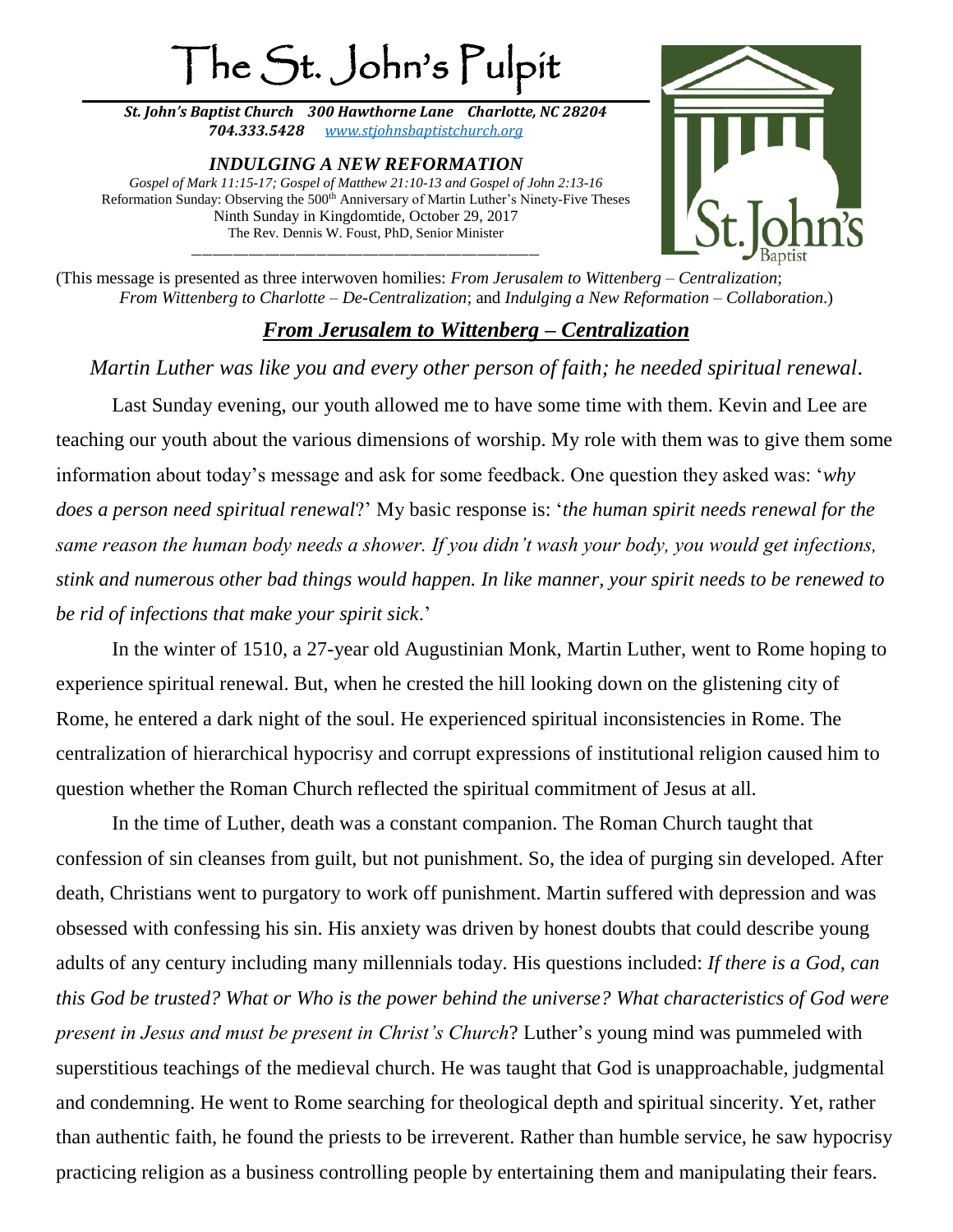# The St. John's Pulpit

***St. John's Baptist Church 300 Hawthorne Lane Charlotte, NC 28204***
***704.333.5428 www.stjohnsbaptistchurch.org***

## *INDULGING A NEW REFORMATION*

*Gospel of Mark 11:15-17; Gospel of Matthew 21:10-13 and Gospel of John 2:13-16*
Reformation Sunday: Observing the 500th Anniversary of Martin Luther's Ninety-Five Theses
Ninth Sunday in Kingdomtide, October 29, 2017
The Rev. Dennis W. Foust, PhD, Senior Minister

(This message is presented as three interwoven homilies: *From Jerusalem to Wittenberg – Centralization*; *From Wittenberg to Charlotte – De-Centralization*; and *Indulging a New Reformation – Collaboration*.)

### ***From Jerusalem to Wittenberg – Centralization***

*Martin Luther was like you and every other person of faith; he needed spiritual renewal*.

Last Sunday evening, our youth allowed me to have some time with them. Kevin and Lee are teaching our youth about the various dimensions of worship. My role with them was to give them some information about today's message and ask for some feedback. One question they asked was: '*why does a person need spiritual renewal*?' My basic response is: '*the human spirit needs renewal for the same reason the human body needs a shower. If you didn't wash your body, you would get infections, stink and numerous other bad things would happen. In like manner, your spirit needs to be renewed to be rid of infections that make your spirit sick*.'

In the winter of 1510, a 27-year old Augustinian Monk, Martin Luther, went to Rome hoping to experience spiritual renewal. But, when he crested the hill looking down on the glistening city of Rome, he entered a dark night of the soul. He experienced spiritual inconsistencies in Rome. The centralization of hierarchical hypocrisy and corrupt expressions of institutional religion caused him to question whether the Roman Church reflected the spiritual commitment of Jesus at all.

In the time of Luther, death was a constant companion. The Roman Church taught that confession of sin cleanses from guilt, but not punishment. So, the idea of purging sin developed. After death, Christians went to purgatory to work off punishment. Martin suffered with depression and was obsessed with confessing his sin. His anxiety was driven by honest doubts that could describe young adults of any century including many millennials today. His questions included: *If there is a God, can this God be trusted? What or Who is the power behind the universe? What characteristics of God were present in Jesus and must be present in Christ's Church*? Luther's young mind was pummeled with superstitious teachings of the medieval church. He was taught that God is unapproachable, judgmental and condemning. He went to Rome searching for theological depth and spiritual sincerity. Yet, rather than authentic faith, he found the priests to be irreverent. Rather than humble service, he saw hypocrisy practicing religion as a business controlling people by entertaining them and manipulating their fears.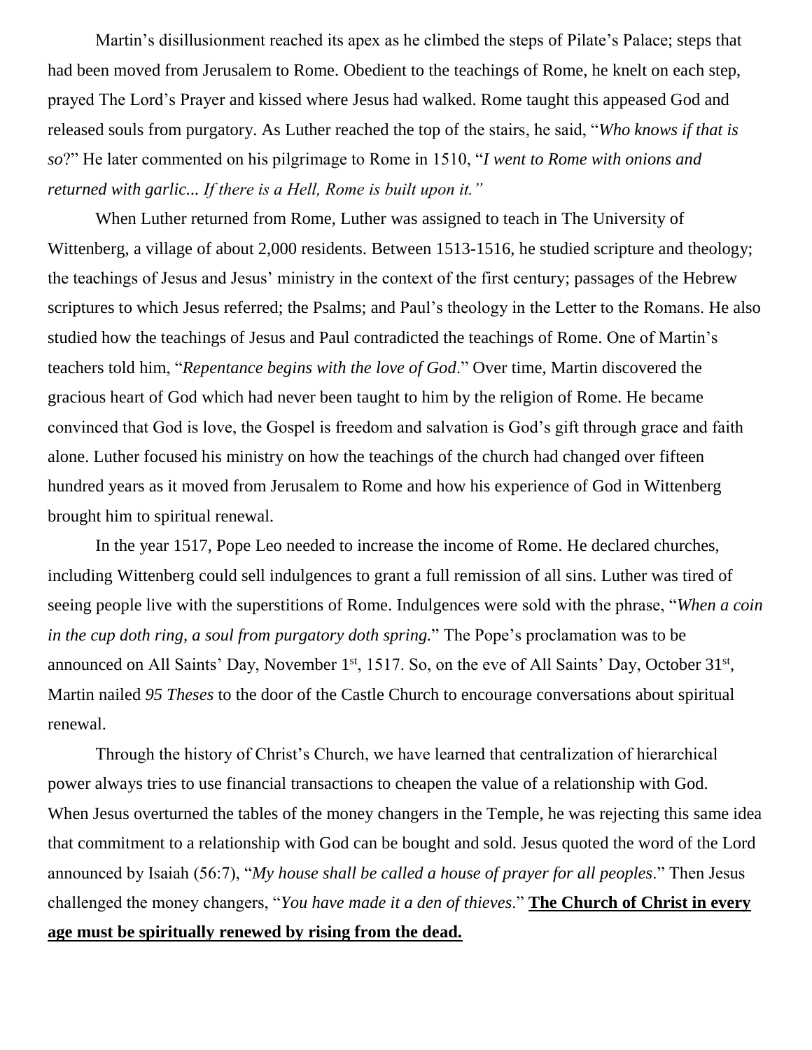Martin's disillusionment reached its apex as he climbed the steps of Pilate's Palace; steps that had been moved from Jerusalem to Rome. Obedient to the teachings of Rome, he knelt on each step, prayed The Lord's Prayer and kissed where Jesus had walked. Rome taught this appeased God and released souls from purgatory. As Luther reached the top of the stairs, he said, "*Who knows if that is so*?" He later commented on his pilgrimage to Rome in 1510, "*I went to Rome with onions and returned with garlic... If there is a Hell, Rome is built upon it."*

When Luther returned from Rome, Luther was assigned to teach in The University of Wittenberg, a village of about 2,000 residents. Between 1513-1516, he studied scripture and theology; the teachings of Jesus and Jesus' ministry in the context of the first century; passages of the Hebrew scriptures to which Jesus referred; the Psalms; and Paul's theology in the Letter to the Romans. He also studied how the teachings of Jesus and Paul contradicted the teachings of Rome. One of Martin's teachers told him, "*Repentance begins with the love of God*." Over time, Martin discovered the gracious heart of God which had never been taught to him by the religion of Rome. He became convinced that God is love, the Gospel is freedom and salvation is God's gift through grace and faith alone. Luther focused his ministry on how the teachings of the church had changed over fifteen hundred years as it moved from Jerusalem to Rome and how his experience of God in Wittenberg brought him to spiritual renewal.

In the year 1517, Pope Leo needed to increase the income of Rome. He declared churches, including Wittenberg could sell indulgences to grant a full remission of all sins. Luther was tired of seeing people live with the superstitions of Rome. Indulgences were sold with the phrase, "*When a coin in the cup doth ring, a soul from purgatory doth spring.*" The Pope's proclamation was to be announced on All Saints' Day, November 1st, 1517. So, on the eve of All Saints' Day, October 31st, Martin nailed *95 Theses* to the door of the Castle Church to encourage conversations about spiritual renewal.

Through the history of Christ's Church, we have learned that centralization of hierarchical power always tries to use financial transactions to cheapen the value of a relationship with God. When Jesus overturned the tables of the money changers in the Temple, he was rejecting this same idea that commitment to a relationship with God can be bought and sold. Jesus quoted the word of the Lord announced by Isaiah (56:7), "*My house shall be called a house of prayer for all peoples*." Then Jesus challenged the money changers, "*You have made it a den of thieves*." **The Church of Christ in every age must be spiritually renewed by rising from the dead.**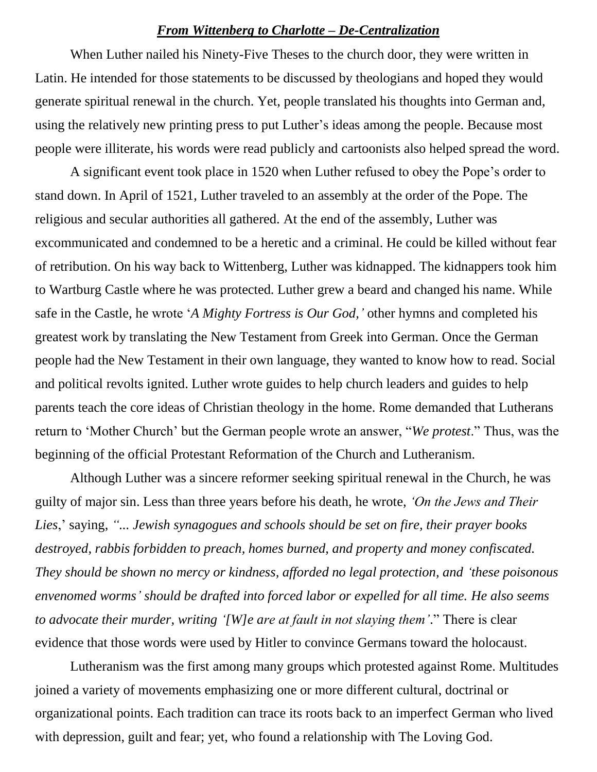***<u>From Wittenberg to Charlotte – De-Centralization</u>***

When Luther nailed his Ninety-Five Theses to the church door, they were written in Latin. He intended for those statements to be discussed by theologians and hoped they would generate spiritual renewal in the church. Yet, people translated his thoughts into German and, using the relatively new printing press to put Luther's ideas among the people. Because most people were illiterate, his words were read publicly and cartoonists also helped spread the word.

A significant event took place in 1520 when Luther refused to obey the Pope's order to stand down. In April of 1521, Luther traveled to an assembly at the order of the Pope. The religious and secular authorities all gathered. At the end of the assembly, Luther was excommunicated and condemned to be a heretic and a criminal. He could be killed without fear of retribution. On his way back to Wittenberg, Luther was kidnapped. The kidnappers took him to Wartburg Castle where he was protected. Luther grew a beard and changed his name. While safe in the Castle, he wrote '*A Mighty Fortress is Our God,'* other hymns and completed his greatest work by translating the New Testament from Greek into German. Once the German people had the New Testament in their own language, they wanted to know how to read. Social and political revolts ignited. Luther wrote guides to help church leaders and guides to help parents teach the core ideas of Christian theology in the home. Rome demanded that Lutherans return to 'Mother Church' but the German people wrote an answer, "*We protest*." Thus, was the beginning of the official Protestant Reformation of the Church and Lutheranism.

Although Luther was a sincere reformer seeking spiritual renewal in the Church, he was guilty of major sin. Less than three years before his death, he wrote, *'On the Jews and Their Lies*,' saying, *"... Jewish synagogues and schools should be set on fire, their prayer books destroyed, rabbis forbidden to preach, homes burned, and property and money confiscated. They should be shown no mercy or kindness, afforded no legal protection, and 'these poisonous envenomed worms' should be drafted into forced labor or expelled for all time. He also seems to advocate their murder, writing '[W]e are at fault in not slaying them'*." There is clear evidence that those words were used by Hitler to convince Germans toward the holocaust.

Lutheranism was the first among many groups which protested against Rome. Multitudes joined a variety of movements emphasizing one or more different cultural, doctrinal or organizational points. Each tradition can trace its roots back to an imperfect German who lived with depression, guilt and fear; yet, who found a relationship with The Loving God.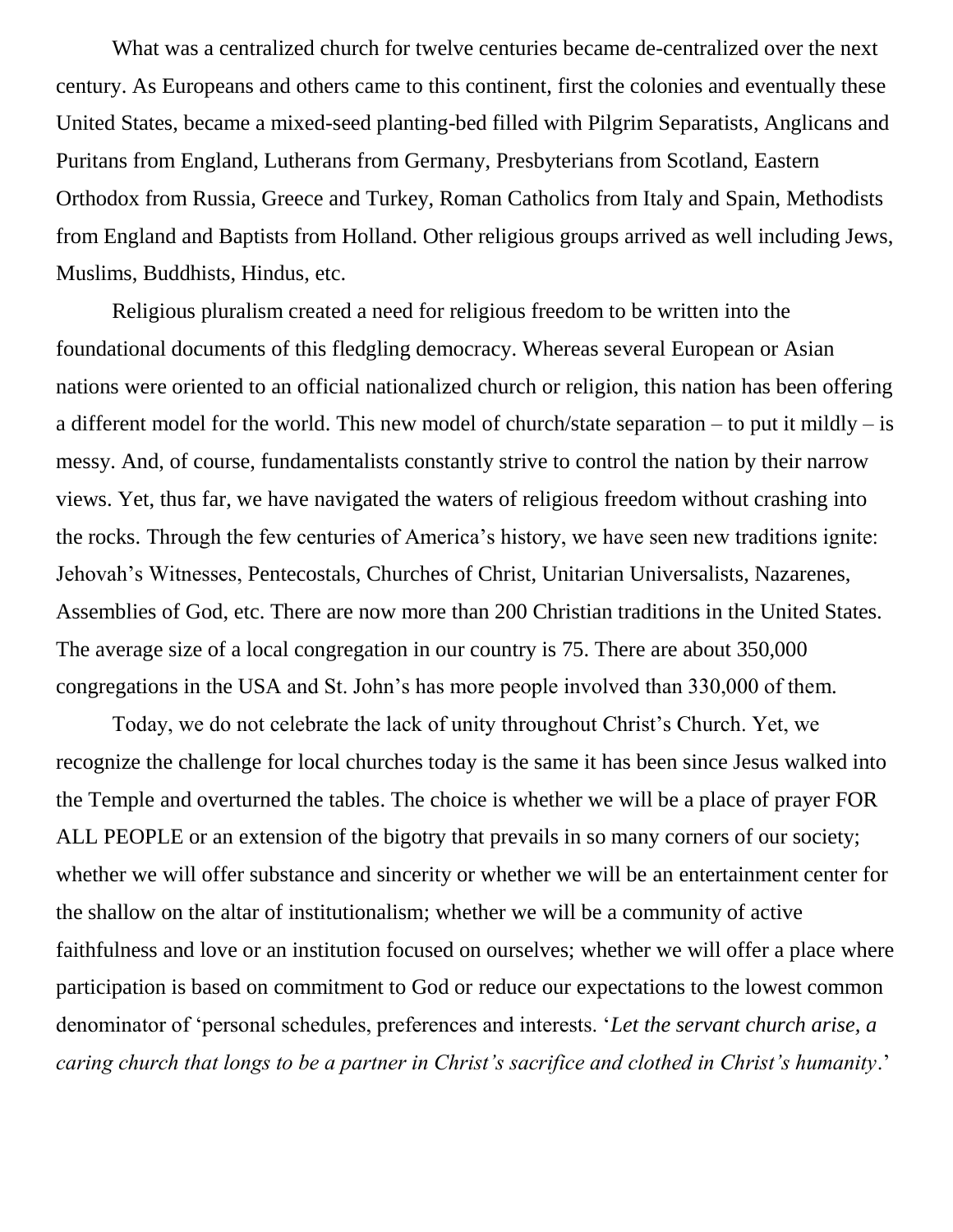What was a centralized church for twelve centuries became de-centralized over the next century. As Europeans and others came to this continent, first the colonies and eventually these United States, became a mixed-seed planting-bed filled with Pilgrim Separatists, Anglicans and Puritans from England, Lutherans from Germany, Presbyterians from Scotland, Eastern Orthodox from Russia, Greece and Turkey, Roman Catholics from Italy and Spain, Methodists from England and Baptists from Holland. Other religious groups arrived as well including Jews, Muslims, Buddhists, Hindus, etc.

Religious pluralism created a need for religious freedom to be written into the foundational documents of this fledgling democracy. Whereas several European or Asian nations were oriented to an official nationalized church or religion, this nation has been offering a different model for the world. This new model of church/state separation – to put it mildly – is messy. And, of course, fundamentalists constantly strive to control the nation by their narrow views. Yet, thus far, we have navigated the waters of religious freedom without crashing into the rocks. Through the few centuries of America's history, we have seen new traditions ignite: Jehovah's Witnesses, Pentecostals, Churches of Christ, Unitarian Universalists, Nazarenes, Assemblies of God, etc. There are now more than 200 Christian traditions in the United States. The average size of a local congregation in our country is 75. There are about 350,000 congregations in the USA and St. John's has more people involved than 330,000 of them.

Today, we do not celebrate the lack of unity throughout Christ's Church. Yet, we recognize the challenge for local churches today is the same it has been since Jesus walked into the Temple and overturned the tables. The choice is whether we will be a place of prayer FOR ALL PEOPLE or an extension of the bigotry that prevails in so many corners of our society; whether we will offer substance and sincerity or whether we will be an entertainment center for the shallow on the altar of institutionalism; whether we will be a community of active faithfulness and love or an institution focused on ourselves; whether we will offer a place where participation is based on commitment to God or reduce our expectations to the lowest common denominator of 'personal schedules, preferences and interests. '*Let the servant church arise, a caring church that longs to be a partner in Christ's sacrifice and clothed in Christ's humanity*.'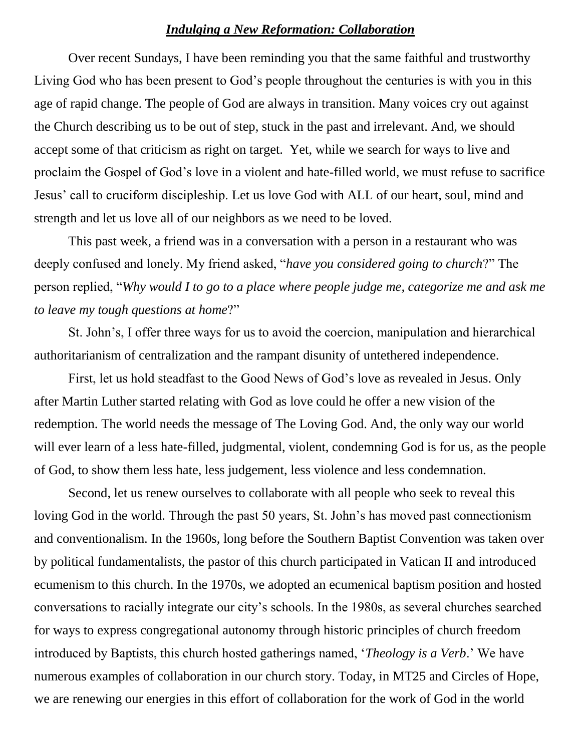***Indulging a New Reformation: Collaboration***

Over recent Sundays, I have been reminding you that the same faithful and trustworthy Living God who has been present to God's people throughout the centuries is with you in this age of rapid change. The people of God are always in transition. Many voices cry out against the Church describing us to be out of step, stuck in the past and irrelevant. And, we should accept some of that criticism as right on target. Yet, while we search for ways to live and proclaim the Gospel of God's love in a violent and hate-filled world, we must refuse to sacrifice Jesus' call to cruciform discipleship. Let us love God with ALL of our heart, soul, mind and strength and let us love all of our neighbors as we need to be loved.

This past week, a friend was in a conversation with a person in a restaurant who was deeply confused and lonely. My friend asked, "*have you considered going to church*?" The person replied, "*Why would I to go to a place where people judge me, categorize me and ask me to leave my tough questions at home*?"

St. John's, I offer three ways for us to avoid the coercion, manipulation and hierarchical authoritarianism of centralization and the rampant disunity of untethered independence.

First, let us hold steadfast to the Good News of God's love as revealed in Jesus. Only after Martin Luther started relating with God as love could he offer a new vision of the redemption. The world needs the message of The Loving God. And, the only way our world will ever learn of a less hate-filled, judgmental, violent, condemning God is for us, as the people of God, to show them less hate, less judgement, less violence and less condemnation.

Second, let us renew ourselves to collaborate with all people who seek to reveal this loving God in the world. Through the past 50 years, St. John's has moved past connectionism and conventionalism. In the 1960s, long before the Southern Baptist Convention was taken over by political fundamentalists, the pastor of this church participated in Vatican II and introduced ecumenism to this church. In the 1970s, we adopted an ecumenical baptism position and hosted conversations to racially integrate our city's schools. In the 1980s, as several churches searched for ways to express congregational autonomy through historic principles of church freedom introduced by Baptists, this church hosted gatherings named, '*Theology is a Verb*.' We have numerous examples of collaboration in our church story. Today, in MT25 and Circles of Hope, we are renewing our energies in this effort of collaboration for the work of God in the world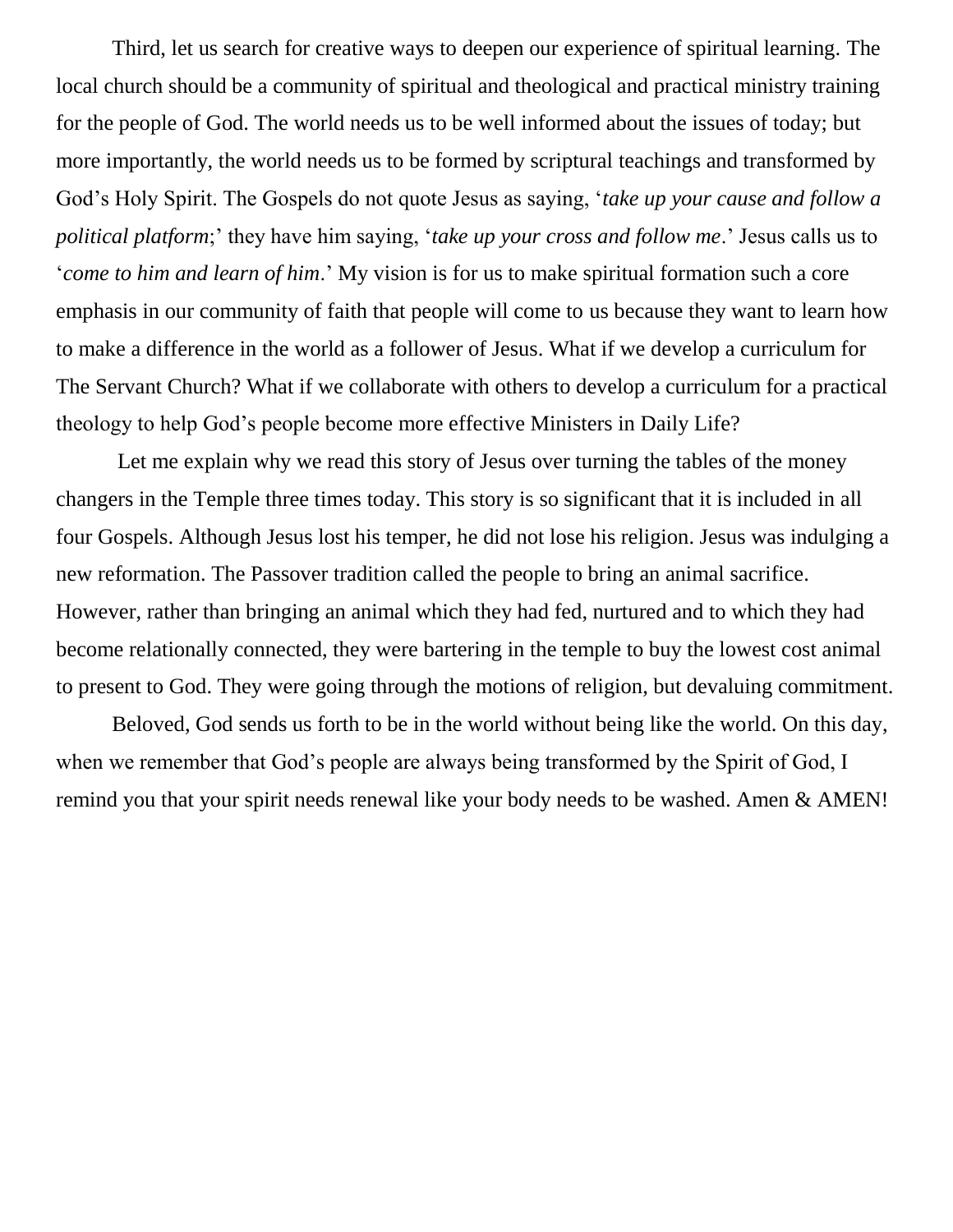Third, let us search for creative ways to deepen our experience of spiritual learning. The local church should be a community of spiritual and theological and practical ministry training for the people of God. The world needs us to be well informed about the issues of today; but more importantly, the world needs us to be formed by scriptural teachings and transformed by God's Holy Spirit. The Gospels do not quote Jesus as saying, '*take up your cause and follow a political platform*;' they have him saying, '*take up your cross and follow me*.' Jesus calls us to '*come to him and learn of him*.' My vision is for us to make spiritual formation such a core emphasis in our community of faith that people will come to us because they want to learn how to make a difference in the world as a follower of Jesus. What if we develop a curriculum for The Servant Church? What if we collaborate with others to develop a curriculum for a practical theology to help God's people become more effective Ministers in Daily Life?

Let me explain why we read this story of Jesus over turning the tables of the money changers in the Temple three times today. This story is so significant that it is included in all four Gospels. Although Jesus lost his temper, he did not lose his religion. Jesus was indulging a new reformation. The Passover tradition called the people to bring an animal sacrifice. However, rather than bringing an animal which they had fed, nurtured and to which they had become relationally connected, they were bartering in the temple to buy the lowest cost animal to present to God. They were going through the motions of religion, but devaluing commitment.

Beloved, God sends us forth to be in the world without being like the world. On this day, when we remember that God's people are always being transformed by the Spirit of God, I remind you that your spirit needs renewal like your body needs to be washed. Amen & AMEN!